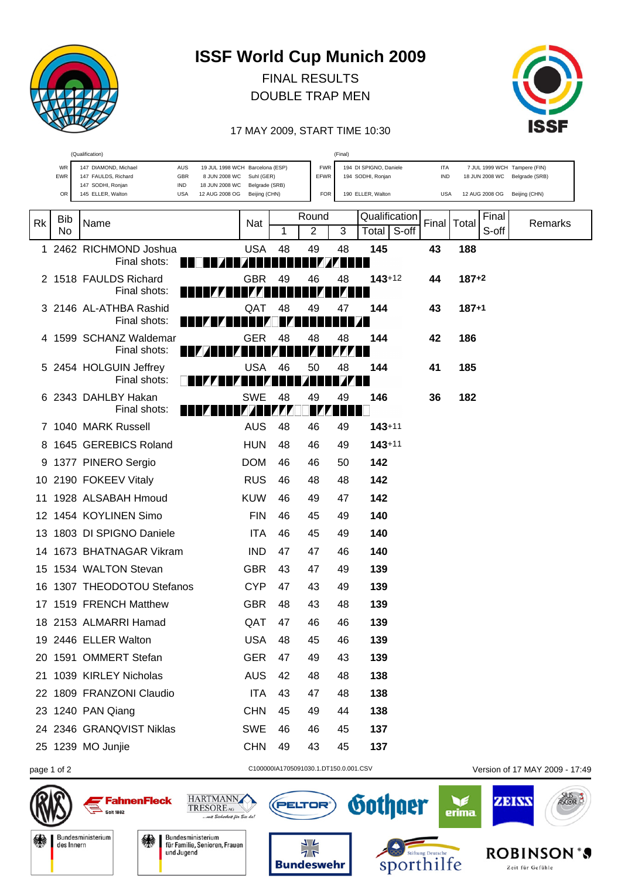# ISSF World Cup Munich 2009

FINAL RESULTS

DOUBLE TRAP MEN

17 MAY 2009, START TIME 10:30

| (Qualification) | | | | | | (Final) | | | | |
|---|---|---|---|---|---|---|---|---|---|---|
| WR | 147 DIAMOND, Michael | AUS | 19 JUL 1998 WCH | Barcelona (ESP) | FWR | 194 DI SPIGNO, Daniele | ITA | 7 JUL 1999 WCH | Tampere (FIN) |
| EWR | 147 FAULDS, Richard | GBR | 8 JUN 2008 WC | Suhl (GER) | EFWR | 194 SODHI, Ronjan | IND | 18 JUN 2008 WC | Belgrade (SRB) |
| | 147 SODHI, Ronjan | IND | 18 JUN 2008 WC | Belgrade (SRB) | | | | | |
| OR | 145 ELLER, Walton | USA | 12 AUG 2008 OG | Beijing (CHN) | FOR | 190 ELLER, Walton | USA | 12 AUG 2008 OG | Beijing (CHN) |

| Rk | Bib No | Name | Nat | Round 1 | Round 2 | Round 3 | Qualification Total | Qualification S-off | Final | Total | Final S-off | Remarks |
|---|---|---|---|---|---|---|---|---|---|---|---|---|
| 1 | 2462 | RICHMOND Joshua | USA | 48 | 49 | 48 | **145** | | **43** | **188** | | |
| 2 | 1518 | FAULDS Richard | GBR | 49 | 46 | 48 | **143** | +12 | **44** | **187** | +2 | |
| 3 | 2146 | AL-ATHBA Rashid | QAT | 48 | 49 | 47 | **144** | | **43** | **187** | +1 | |
| 4 | 1599 | SCHANZ Waldemar | GER | 48 | 48 | 48 | **144** | | **42** | **186** | | |
| 5 | 2454 | HOLGUIN Jeffrey | USA | 46 | 50 | 48 | **144** | | **41** | **185** | | |
| 6 | 2343 | DAHLBY Hakan | SWE | 48 | 49 | 49 | **146** | | **36** | **182** | | |
| 7 | 1040 | MARK Russell | AUS | 48 | 46 | 49 | **143** | +11 | | | | |
| 8 | 1645 | GEREBICS Roland | HUN | 48 | 46 | 49 | **143** | +11 | | | | |
| 9 | 1377 | PINERO Sergio | DOM | 46 | 46 | 50 | **142** | | | | | |
| 10 | 2190 | FOKEEV Vitaly | RUS | 46 | 48 | 48 | **142** | | | | | |
| 11 | 1928 | ALSABAH Hmoud | KUW | 46 | 49 | 47 | **142** | | | | | |
| 12 | 1454 | KOYLINEN Simo | FIN | 46 | 45 | 49 | **140** | | | | | |
| 13 | 1803 | DI SPIGNO Daniele | ITA | 46 | 45 | 49 | **140** | | | | | |
| 14 | 1673 | BHATNAGAR Vikram | IND | 47 | 47 | 46 | **140** | | | | | |
| 15 | 1534 | WALTON Stevan | GBR | 43 | 47 | 49 | **139** | | | | | |
| 16 | 1307 | THEODOTOU Stefanos | CYP | 47 | 43 | 49 | **139** | | | | | |
| 17 | 1519 | FRENCH Matthew | GBR | 48 | 43 | 48 | **139** | | | | | |
| 18 | 2153 | ALMARRI Hamad | QAT | 47 | 46 | 46 | **139** | | | | | |
| 19 | 2446 | ELLER Walton | USA | 48 | 45 | 46 | **139** | | | | | |
| 20 | 1591 | OMMERT Stefan | GER | 47 | 49 | 43 | **139** | | | | | |
| 21 | 1039 | KIRLEY Nicholas | AUS | 42 | 48 | 48 | **138** | | | | | |
| 22 | 1809 | FRANZONI Claudio | ITA | 43 | 47 | 48 | **138** | | | | | |
| 23 | 1240 | PAN Qiang | CHN | 45 | 49 | 44 | **138** | | | | | |
| 24 | 2346 | GRANQVIST Niklas | SWE | 46 | 46 | 45 | **137** | | | | | |
| 25 | 1239 | MO Junjie | CHN | 49 | 43 | 45 | **137** | | | | | |

C100000IA1705091030.1.DT150.0.001.CSV

Version of 17 MAY 2009 - 17:49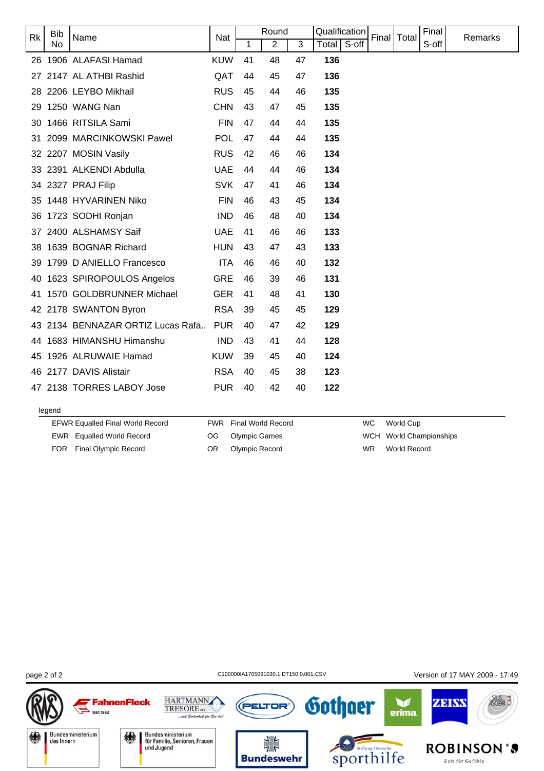| Rk | Bib No | Name | Nat | Round | | | Qualification | | Final | Total | Final S-off | Remarks |
|---|---|---|---|---|---|---|---|---|---|---|---|---|
| | | | | 1 | 2 | 3 | Total | S-off | | | | |
| 26 | 1906 | ALAFASI Hamad | KUW | 41 | 48 | 47 | **136** | | | | | |
| 27 | 2147 | AL ATHBI Rashid | QAT | 44 | 45 | 47 | **136** | | | | | |
| 28 | 2206 | LEYBO Mikhail | RUS | 45 | 44 | 46 | **135** | | | | | |
| 29 | 1250 | WANG Nan | CHN | 43 | 47 | 45 | **135** | | | | | |
| 30 | 1466 | RITSILA Sami | FIN | 47 | 44 | 44 | **135** | | | | | |
| 31 | 2099 | MARCINKOWSKI Pawel | POL | 47 | 44 | 44 | **135** | | | | | |
| 32 | 2207 | MOSIN Vasily | RUS | 42 | 46 | 46 | **134** | | | | | |
| 33 | 2391 | ALKENDI Abdulla | UAE | 44 | 44 | 46 | **134** | | | | | |
| 34 | 2327 | PRAJ Filip | SVK | 47 | 41 | 46 | **134** | | | | | |
| 35 | 1448 | HYVARINEN Niko | FIN | 46 | 43 | 45 | **134** | | | | | |
| 36 | 1723 | SODHI Ronjan | IND | 46 | 48 | 40 | **134** | | | | | |
| 37 | 2400 | ALSHAMSY Saif | UAE | 41 | 46 | 46 | **133** | | | | | |
| 38 | 1639 | BOGNAR Richard | HUN | 43 | 47 | 43 | **133** | | | | | |
| 39 | 1799 | D ANIELLO Francesco | ITA | 46 | 46 | 40 | **132** | | | | | |
| 40 | 1623 | SPIROPOULOS Angelos | GRE | 46 | 39 | 46 | **131** | | | | | |
| 41 | 1570 | GOLDBRUNNER Michael | GER | 41 | 48 | 41 | **130** | | | | | |
| 42 | 2178 | SWANTON Byron | RSA | 39 | 45 | 45 | **129** | | | | | |
| 43 | 2134 | BENNAZAR ORTIZ Lucas Rafa.. | PUR | 40 | 47 | 42 | **129** | | | | | |
| 44 | 1683 | HIMANSHU Himanshu | IND | 43 | 41 | 44 | **128** | | | | | |
| 45 | 1926 | ALRUWAIE Hamad | KUW | 39 | 45 | 40 | **124** | | | | | |
| 46 | 2177 | DAVIS Alistair | RSA | 40 | 45 | 38 | **123** | | | | | |
| 47 | 2138 | TORRES LABOY Jose | PUR | 40 | 42 | 40 | **122** | | | | | |

legend

| | | | | | |
|---|---|---|---|---|---|
| EFWR | Equalled Final World Record | FWR | Final World Record | WC | World Cup |
| EWR | Equalled World Record | OG | Olympic Games | WCH | World Championships |
| FOR | Final Olympic Record | OR | Olympic Record | WR | World Record |

C100000IA1705091030.1.DT150.0.001.CSV

Version of 17 MAY 2009 - 17:49